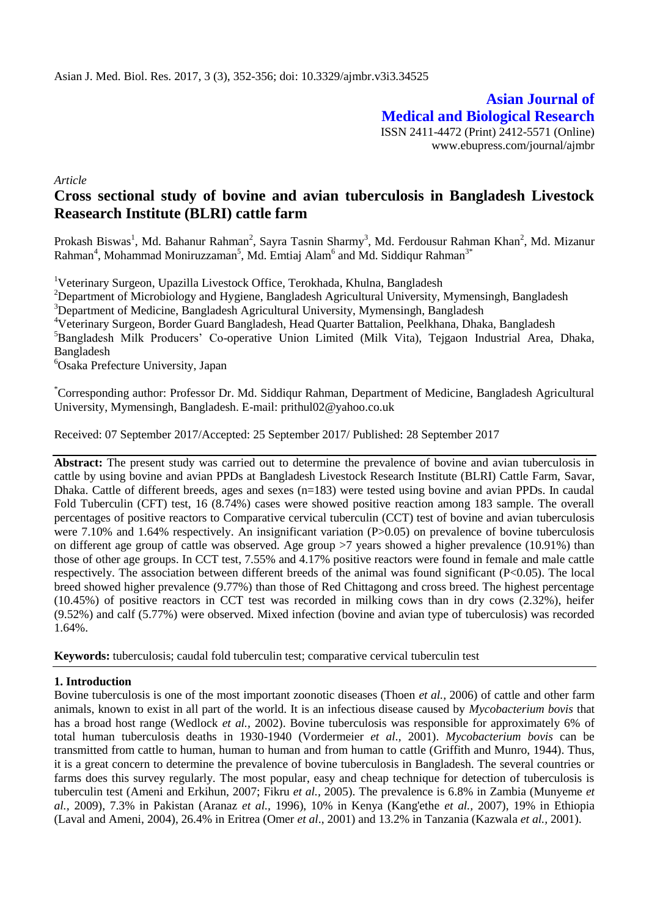*Article*

# Cross sectional study of bovine and avian tuberculosis in Bangladesh Livestock Reasearch Institute (BLRI) cattle farm

Prokash Biswas[1], Md. Bahanur Rahman[2], Sayra Tasnin Sharmy[3], Md. Ferdousur Rahman Khan[2], Md. Mizanur Rahman[4], Mohammad Moniruzzaman[5], Md. Emtiaj Alam[6] and Md. Siddiqur Rahman[3*]

[1]Veterinary Surgeon, Upazilla Livestock Office, Terokhada, Khulna, Bangladesh

[2]Department of Microbiology and Hygiene, Bangladesh Agricultural University, Mymensingh, Bangladesh

[3]Department of Medicine, Bangladesh Agricultural University, Mymensingh, Bangladesh

[4]Veterinary Surgeon, Border Guard Bangladesh, Head Quarter Battalion, Peelkhana, Dhaka, Bangladesh

[5]Bangladesh Milk Producers' Co-operative Union Limited (Milk Vita), Tejgaon Industrial Area, Dhaka, Bangladesh

[6]Osaka Prefecture University, Japan

[*]Corresponding author: Professor Dr. Md. Siddiqur Rahman, Department of Medicine, Bangladesh Agricultural University, Mymensingh, Bangladesh. E-mail: prithul02@yahoo.co.uk

Received: 07 September 2017/Accepted: 25 September 2017/ Published: 28 September 2017

**Abstract:** The present study was carried out to determine the prevalence of bovine and avian tuberculosis in cattle by using bovine and avian PPDs at Bangladesh Livestock Research Institute (BLRI) Cattle Farm, Savar, Dhaka. Cattle of different breeds, ages and sexes (n=183) were tested using bovine and avian PPDs. In caudal Fold Tuberculin (CFT) test, 16 (8.74%) cases were showed positive reaction among 183 sample. The overall percentages of positive reactors to Comparative cervical tuberculin (CCT) test of bovine and avian tuberculosis were 7.10% and 1.64% respectively. An insignificant variation (P>0.05) on prevalence of bovine tuberculosis on different age group of cattle was observed. Age group >7 years showed a higher prevalence (10.91%) than those of other age groups. In CCT test, 7.55% and 4.17% positive reactors were found in female and male cattle respectively. The association between different breeds of the animal was found significant (P<0.05). The local breed showed higher prevalence (9.77%) than those of Red Chittagong and cross breed. The highest percentage (10.45%) of positive reactors in CCT test was recorded in milking cows than in dry cows (2.32%), heifer (9.52%) and calf (5.77%) were observed. Mixed infection (bovine and avian type of tuberculosis) was recorded 1.64%.

**Keywords:** tuberculosis; caudal fold tuberculin test; comparative cervical tuberculin test

## 1. Introduction

Bovine tuberculosis is one of the most important zoonotic diseases (Thoen *et al.,* 2006) of cattle and other farm animals, known to exist in all part of the world. It is an infectious disease caused by *Mycobacterium bovis* that has a broad host range (Wedlock *et al.,* 2002). Bovine tuberculosis was responsible for approximately 6% of total human tuberculosis deaths in 1930-1940 (Vordermeier *et al.,* 2001). *Mycobacterium bovis* can be transmitted from cattle to human, human to human and from human to cattle (Griffith and Munro, 1944). Thus, it is a great concern to determine the prevalence of bovine tuberculosis in Bangladesh. The several countries or farms does this survey regularly. The most popular, easy and cheap technique for detection of tuberculosis is tuberculin test (Ameni and Erkihun, 2007; Fikru *et al.,* 2005). The prevalence is 6.8% in Zambia (Munyeme *et al.,* 2009), 7.3% in Pakistan (Aranaz *et al.,* 1996), 10% in Kenya (Kang'ethe *et al.,* 2007), 19% in Ethiopia (Laval and Ameni, 2004), 26.4% in Eritrea (Omer *et al*., 2001) and 13.2% in Tanzania (Kazwala *et al.,* 2001).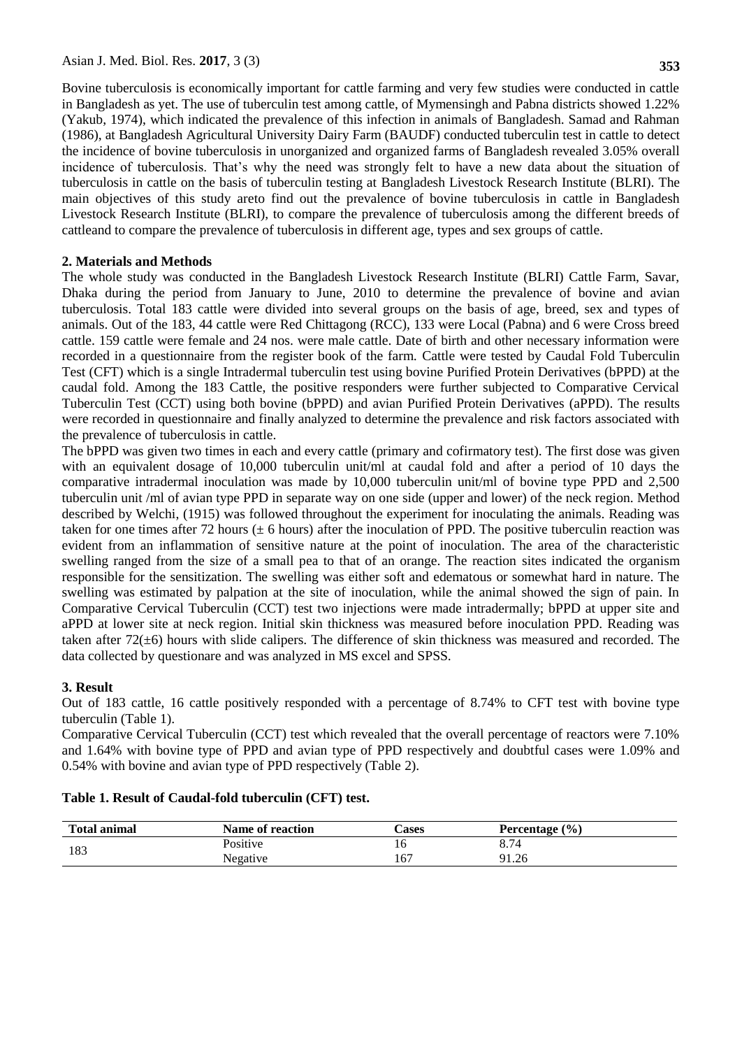Bovine tuberculosis is economically important for cattle farming and very few studies were conducted in cattle in Bangladesh as yet. The use of tuberculin test among cattle, of Mymensingh and Pabna districts showed 1.22% (Yakub, 1974), which indicated the prevalence of this infection in animals of Bangladesh. Samad and Rahman (1986), at Bangladesh Agricultural University Dairy Farm (BAUDF) conducted tuberculin test in cattle to detect the incidence of bovine tuberculosis in unorganized and organized farms of Bangladesh revealed 3.05% overall incidence of tuberculosis. That's why the need was strongly felt to have a new data about the situation of tuberculosis in cattle on the basis of tuberculin testing at Bangladesh Livestock Research Institute (BLRI). The main objectives of this study areto find out the prevalence of bovine tuberculosis in cattle in Bangladesh Livestock Research Institute (BLRI), to compare the prevalence of tuberculosis among the different breeds of cattleand to compare the prevalence of tuberculosis in different age, types and sex groups of cattle.

## 2. Materials and Methods

The whole study was conducted in the Bangladesh Livestock Research Institute (BLRI) Cattle Farm, Savar, Dhaka during the period from January to June, 2010 to determine the prevalence of bovine and avian tuberculosis. Total 183 cattle were divided into several groups on the basis of age, breed, sex and types of animals. Out of the 183, 44 cattle were Red Chittagong (RCC), 133 were Local (Pabna) and 6 were Cross breed cattle. 159 cattle were female and 24 nos. were male cattle. Date of birth and other necessary information were recorded in a questionnaire from the register book of the farm. Cattle were tested by Caudal Fold Tuberculin Test (CFT) which is a single Intradermal tuberculin test using bovine Purified Protein Derivatives (bPPD) at the caudal fold. Among the 183 Cattle, the positive responders were further subjected to Comparative Cervical Tuberculin Test (CCT) using both bovine (bPPD) and avian Purified Protein Derivatives (aPPD). The results were recorded in questionnaire and finally analyzed to determine the prevalence and risk factors associated with the prevalence of tuberculosis in cattle.

The bPPD was given two times in each and every cattle (primary and cofirmatory test). The first dose was given with an equivalent dosage of 10,000 tuberculin unit/ml at caudal fold and after a period of 10 days the comparative intradermal inoculation was made by 10,000 tuberculin unit/ml of bovine type PPD and 2,500 tuberculin unit /ml of avian type PPD in separate way on one side (upper and lower) of the neck region. Method described by Welchi, (1915) was followed throughout the experiment for inoculating the animals. Reading was taken for one times after 72 hours (± 6 hours) after the inoculation of PPD. The positive tuberculin reaction was evident from an inflammation of sensitive nature at the point of inoculation. The area of the characteristic swelling ranged from the size of a small pea to that of an orange. The reaction sites indicated the organism responsible for the sensitization. The swelling was either soft and edematous or somewhat hard in nature. The swelling was estimated by palpation at the site of inoculation, while the animal showed the sign of pain. In Comparative Cervical Tuberculin (CCT) test two injections were made intradermally; bPPD at upper site and aPPD at lower site at neck region. Initial skin thickness was measured before inoculation PPD. Reading was taken after 72(±6) hours with slide calipers. The difference of skin thickness was measured and recorded. The data collected by questionare and was analyzed in MS excel and SPSS.

## 3. Result

Out of 183 cattle, 16 cattle positively responded with a percentage of 8.74% to CFT test with bovine type tuberculin (Table 1).

Comparative Cervical Tuberculin (CCT) test which revealed that the overall percentage of reactors were 7.10% and 1.64% with bovine type of PPD and avian type of PPD respectively and doubtful cases were 1.09% and 0.54% with bovine and avian type of PPD respectively (Table 2).

**Table 1. Result of Caudal-fold tuberculin (CFT) test.**

| Total animal | Name of reaction | Cases | Percentage (%) |
|---|---|---|---|
| 183 | Positive | 16 | 8.74 |
| | Negative | 167 | 91.26 |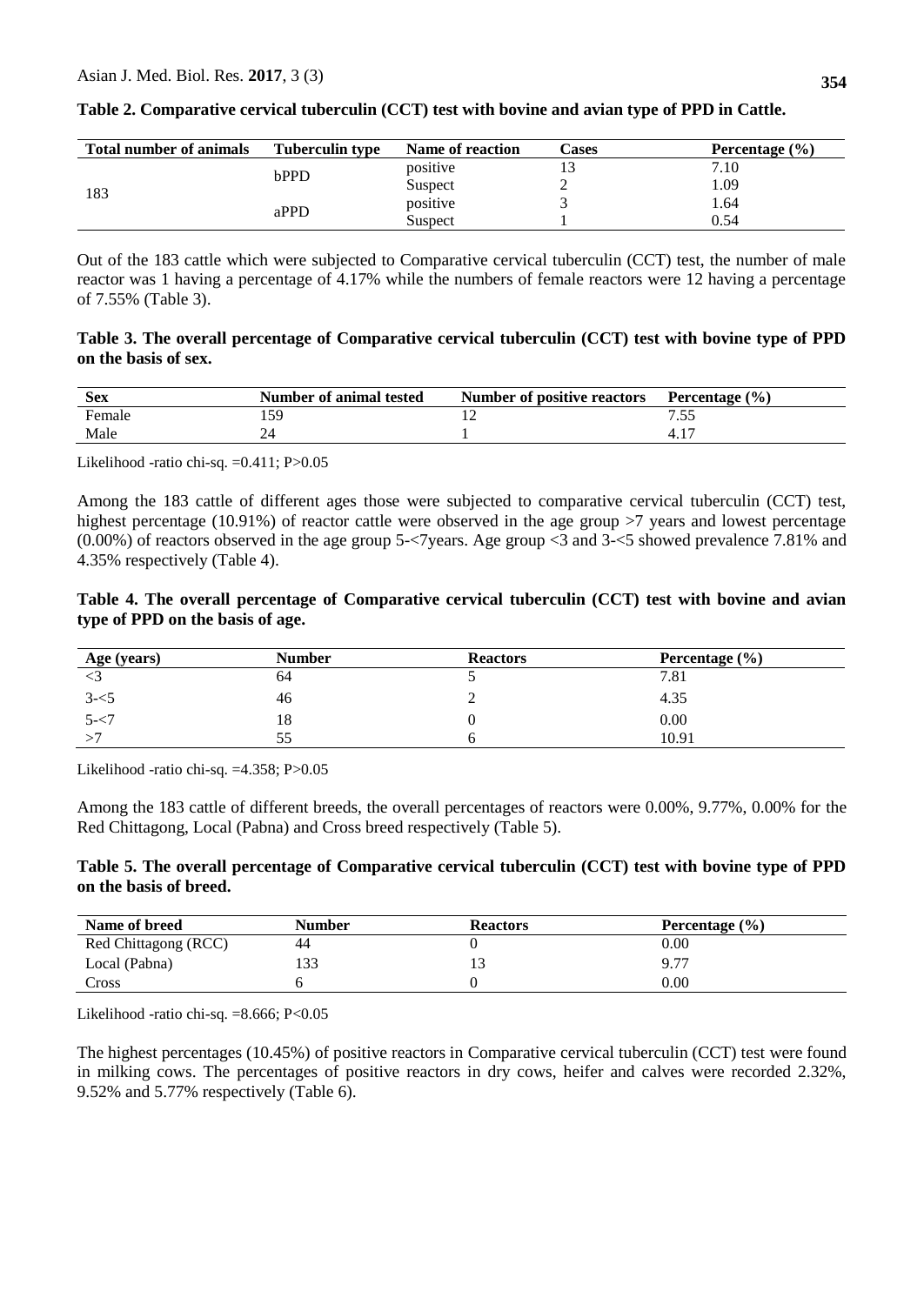**Table 2. Comparative cervical tuberculin (CCT) test with bovine and avian type of PPD in Cattle.**

| Total number of animals | Tuberculin type | Name of reaction | Cases | Percentage (%) |
|---|---|---|---|---|
| 183 | bPPD | positive | 13 | 7.10 |
| | | Suspect | 2 | 1.09 |
| | aPPD | positive | 3 | 1.64 |
| | | Suspect | 1 | 0.54 |

Out of the 183 cattle which were subjected to Comparative cervical tuberculin (CCT) test, the number of male reactor was 1 having a percentage of 4.17% while the numbers of female reactors were 12 having a percentage of 7.55% (Table 3).

**Table 3. The overall percentage of Comparative cervical tuberculin (CCT) test with bovine type of PPD on the basis of sex.**

| Sex | Number of animal tested | Number of positive reactors | Percentage (%) |
|---|---|---|---|
| Female | 159 | 12 | 7.55 |
| Male | 24 | 1 | 4.17 |

Likelihood -ratio chi-sq. =0.411; P>0.05

Among the 183 cattle of different ages those were subjected to comparative cervical tuberculin (CCT) test, highest percentage (10.91%) of reactor cattle were observed in the age group >7 years and lowest percentage (0.00%) of reactors observed in the age group 5-<7years. Age group <3 and 3-<5 showed prevalence 7.81% and 4.35% respectively (Table 4).

**Table 4. The overall percentage of Comparative cervical tuberculin (CCT) test with bovine and avian type of PPD on the basis of age.**

| Age (years) | Number | Reactors | Percentage (%) |
|---|---|---|---|
| <3 | 64 | 5 | 7.81 |
| 3-<5 | 46 | 2 | 4.35 |
| 5-<7 | 18 | 0 | 0.00 |
| >7 | 55 | 6 | 10.91 |

Likelihood -ratio chi-sq. =4.358; P>0.05

Among the 183 cattle of different breeds, the overall percentages of reactors were 0.00%, 9.77%, 0.00% for the Red Chittagong, Local (Pabna) and Cross breed respectively (Table 5).

**Table 5. The overall percentage of Comparative cervical tuberculin (CCT) test with bovine type of PPD on the basis of breed.**

| Name of breed | Number | Reactors | Percentage (%) |
|---|---|---|---|
| Red Chittagong (RCC) | 44 | 0 | 0.00 |
| Local (Pabna) | 133 | 13 | 9.77 |
| Cross | 6 | 0 | 0.00 |

Likelihood -ratio chi-sq. =8.666; P<0.05

The highest percentages (10.45%) of positive reactors in Comparative cervical tuberculin (CCT) test were found in milking cows. The percentages of positive reactors in dry cows, heifer and calves were recorded 2.32%, 9.52% and 5.77% respectively (Table 6).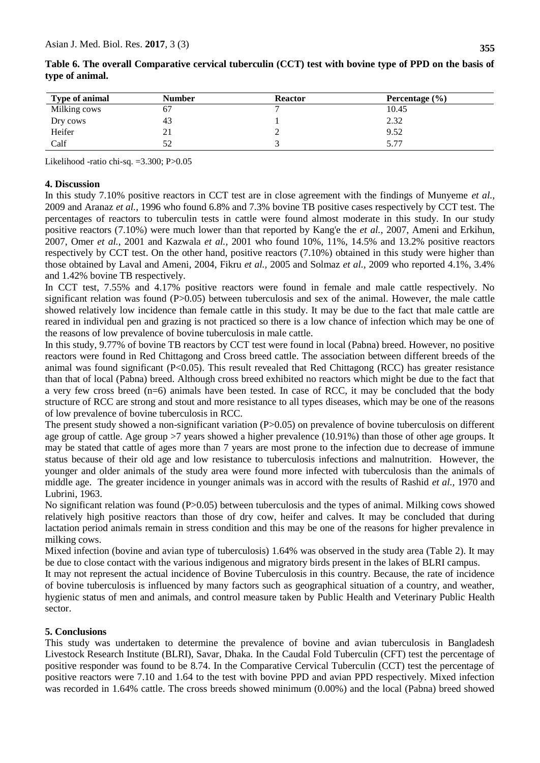**Table 6. The overall Comparative cervical tuberculin (CCT) test with bovine type of PPD on the basis of type of animal.**

| Type of animal | Number | Reactor | Percentage (%) |
|---|---|---|---|
| Milking cows | 67 | 7 | 10.45 |
| Dry cows | 43 | 1 | 2.32 |
| Heifer | 21 | 2 | 9.52 |
| Calf | 52 | 3 | 5.77 |

Likelihood -ratio chi-sq. =3.300; P>0.05

## 4. Discussion

In this study 7.10% positive reactors in CCT test are in close agreement with the findings of Munyeme *et al.,* 2009 and Aranaz *et al.,* 1996 who found 6.8% and 7.3% bovine TB positive cases respectively by CCT test. The percentages of reactors to tuberculin tests in cattle were found almost moderate in this study. In our study positive reactors (7.10%) were much lower than that reported by Kang'e the *et al.,* 2007, Ameni and Erkihun, 2007, Omer *et al.*, 2001 and Kazwala *et al.,* 2001 who found 10%, 11%, 14.5% and 13.2% positive reactors respectively by CCT test. On the other hand, positive reactors (7.10%) obtained in this study were higher than those obtained by Laval and Ameni, 2004, Fikru *et al.,* 2005 and Solmaz *et al.,* 2009 who reported 4.1%, 3.4% and 1.42% bovine TB respectively.

In CCT test, 7.55% and 4.17% positive reactors were found in female and male cattle respectively. No significant relation was found (P>0.05) between tuberculosis and sex of the animal. However, the male cattle showed relatively low incidence than female cattle in this study. It may be due to the fact that male cattle are reared in individual pen and grazing is not practiced so there is a low chance of infection which may be one of the reasons of low prevalence of bovine tuberculosis in male cattle.

In this study, 9.77% of bovine TB reactors by CCT test were found in local (Pabna) breed. However, no positive reactors were found in Red Chittagong and Cross breed cattle. The association between different breeds of the animal was found significant (P<0.05). This result revealed that Red Chittagong (RCC) has greater resistance than that of local (Pabna) breed. Although cross breed exhibited no reactors which might be due to the fact that a very few cross breed (n=6) animals have been tested. In case of RCC, it may be concluded that the body structure of RCC are strong and stout and more resistance to all types diseases, which may be one of the reasons of low prevalence of bovine tuberculosis in RCC.

The present study showed a non-significant variation (P>0.05) on prevalence of bovine tuberculosis on different age group of cattle. Age group >7 years showed a higher prevalence (10.91%) than those of other age groups. It may be stated that cattle of ages more than 7 years are most prone to the infection due to decrease of immune status because of their old age and low resistance to tuberculosis infections and malnutrition. However, the younger and older animals of the study area were found more infected with tuberculosis than the animals of middle age. The greater incidence in younger animals was in accord with the results of Rashid *et al.,* 1970 and Lubrini, 1963.

No significant relation was found (P>0.05) between tuberculosis and the types of animal. Milking cows showed relatively high positive reactors than those of dry cow, heifer and calves. It may be concluded that during lactation period animals remain in stress condition and this may be one of the reasons for higher prevalence in milking cows.

Mixed infection (bovine and avian type of tuberculosis) 1.64% was observed in the study area (Table 2). It may be due to close contact with the various indigenous and migratory birds present in the lakes of BLRI campus.

It may not represent the actual incidence of Bovine Tuberculosis in this country. Because, the rate of incidence of bovine tuberculosis is influenced by many factors such as geographical situation of a country, and weather, hygienic status of men and animals, and control measure taken by Public Health and Veterinary Public Health sector.

## 5. Conclusions

This study was undertaken to determine the prevalence of bovine and avian tuberculosis in Bangladesh Livestock Research Institute (BLRI), Savar, Dhaka. In the Caudal Fold Tuberculin (CFT) test the percentage of positive responder was found to be 8.74. In the Comparative Cervical Tuberculin (CCT) test the percentage of positive reactors were 7.10 and 1.64 to the test with bovine PPD and avian PPD respectively. Mixed infection was recorded in 1.64% cattle. The cross breeds showed minimum (0.00%) and the local (Pabna) breed showed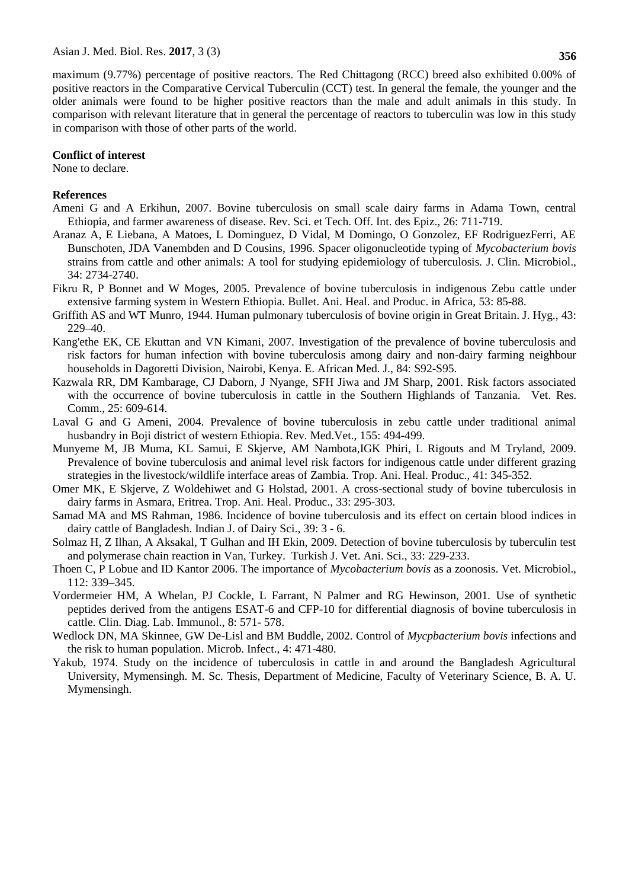maximum (9.77%) percentage of positive reactors. The Red Chittagong (RCC) breed also exhibited 0.00% of positive reactors in the Comparative Cervical Tuberculin (CCT) test. In general the female, the younger and the older animals were found to be higher positive reactors than the male and adult animals in this study. In comparison with relevant literature that in general the percentage of reactors to tuberculin was low in this study in comparison with those of other parts of the world.

**Conflict of interest**

None to declare.

**References**

Ameni G and A Erkihun, 2007. Bovine tuberculosis on small scale dairy farms in Adama Town, central Ethiopia, and farmer awareness of disease. Rev. Sci. et Tech. Off. Int. des Epiz., 26: 711-719.

Aranaz A, E Liebana, A Matoes, L Dominguez, D Vidal, M Domingo, O Gonzolez, EF RodriguezFerri, AE Bunschoten, JDA Vanembden and D Cousins, 1996. Spacer oligonucleotide typing of *Mycobacterium bovis* strains from cattle and other animals: A tool for studying epidemiology of tuberculosis. J. Clin. Microbiol., 34: 2734-2740.

Fikru R, P Bonnet and W Moges, 2005. Prevalence of bovine tuberculosis in indigenous Zebu cattle under extensive farming system in Western Ethiopia. Bullet. Ani. Heal. and Produc. in Africa, 53: 85-88.

Griffith AS and WT Munro, 1944. Human pulmonary tuberculosis of bovine origin in Great Britain. J. Hyg., 43: 229–40.

Kang'ethe EK, CE Ekuttan and VN Kimani, 2007. Investigation of the prevalence of bovine tuberculosis and risk factors for human infection with bovine tuberculosis among dairy and non-dairy farming neighbour households in Dagoretti Division, Nairobi, Kenya. E. African Med. J., 84: S92-S95.

Kazwala RR, DM Kambarage, CJ Daborn, J Nyange, SFH Jiwa and JM Sharp, 2001. Risk factors associated with the occurrence of bovine tuberculosis in cattle in the Southern Highlands of Tanzania. Vet. Res. Comm., 25: 609-614.

Laval G and G Ameni, 2004. Prevalence of bovine tuberculosis in zebu cattle under traditional animal husbandry in Boji district of western Ethiopia. Rev. Med.Vet., 155: 494-499.

Munyeme M, JB Muma, KL Samui, E Skjerve, AM Nambota,IGK Phiri, L Rigouts and M Tryland, 2009. Prevalence of bovine tuberculosis and animal level risk factors for indigenous cattle under different grazing strategies in the livestock/wildlife interface areas of Zambia. Trop. Ani. Heal. Produc., 41: 345-352.

Omer MK, E Skjerve, Z Woldehiwet and G Holstad, 2001. A cross-sectional study of bovine tuberculosis in dairy farms in Asmara, Eritrea. Trop. Ani. Heal. Produc., 33: 295-303.

Samad MA and MS Rahman, 1986. Incidence of bovine tuberculosis and its effect on certain blood indices in dairy cattle of Bangladesh. Indian J. of Dairy Sci., 39: 3 - 6.

Solmaz H, Z Ilhan, A Aksakal, T Gulhan and IH Ekin, 2009. Detection of bovine tuberculosis by tuberculin test and polymerase chain reaction in Van, Turkey. Turkish J. Vet. Ani. Sci., 33: 229-233.

Thoen C, P Lobue and ID Kantor 2006. The importance of *Mycobacterium bovis* as a zoonosis. Vet. Microbiol., 112: 339–345.

Vordermeier HM, A Whelan, PJ Cockle, L Farrant, N Palmer and RG Hewinson, 2001. Use of synthetic peptides derived from the antigens ESAT-6 and CFP-10 for differential diagnosis of bovine tuberculosis in cattle. Clin. Diag. Lab. Immunol., 8: 571- 578.

Wedlock DN, MA Skinnee, GW De-Lisl and BM Buddle, 2002. Control of *Mycpbacterium bovis* infections and the risk to human population. Microb. Infect., 4: 471-480.

Yakub, 1974. Study on the incidence of tuberculosis in cattle in and around the Bangladesh Agricultural University, Mymensingh. M. Sc. Thesis, Department of Medicine, Faculty of Veterinary Science, B. A. U. Mymensingh.